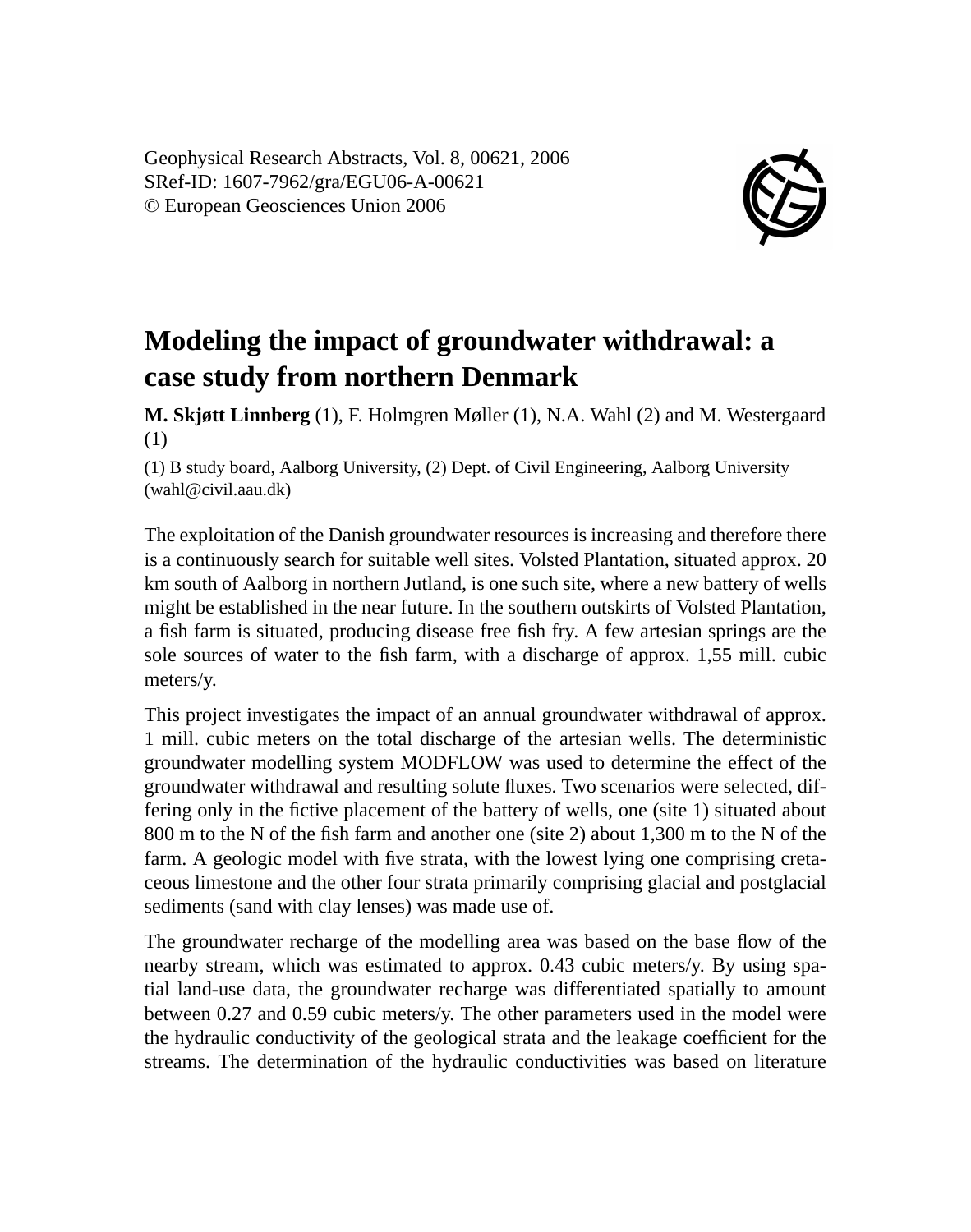Geophysical Research Abstracts, Vol. 8, 00621, 2006
SRef-ID: 1607-7962/gra/EGU06-A-00621
© European Geosciences Union 2006

# Modeling the impact of groundwater withdrawal: a case study from northern Denmark

**M. Skjøtt Linnberg** (1), F. Holmgren Møller (1), N.A. Wahl (2) and M. Westergaard (1)

(1) B study board, Aalborg University, (2) Dept. of Civil Engineering, Aalborg University (wahl@civil.aau.dk)

The exploitation of the Danish groundwater resources is increasing and therefore there is a continuously search for suitable well sites. Volsted Plantation, situated approx. 20 km south of Aalborg in northern Jutland, is one such site, where a new battery of wells might be established in the near future. In the southern outskirts of Volsted Plantation, a fish farm is situated, producing disease free fish fry. A few artesian springs are the sole sources of water to the fish farm, with a discharge of approx. 1,55 mill. cubic meters/y.

This project investigates the impact of an annual groundwater withdrawal of approx. 1 mill. cubic meters on the total discharge of the artesian wells. The deterministic groundwater modelling system MODFLOW was used to determine the effect of the groundwater withdrawal and resulting solute fluxes. Two scenarios were selected, differing only in the fictive placement of the battery of wells, one (site 1) situated about 800 m to the N of the fish farm and another one (site 2) about 1,300 m to the N of the farm. A geologic model with five strata, with the lowest lying one comprising cretaceous limestone and the other four strata primarily comprising glacial and postglacial sediments (sand with clay lenses) was made use of.

The groundwater recharge of the modelling area was based on the base flow of the nearby stream, which was estimated to approx. 0.43 cubic meters/y. By using spatial land-use data, the groundwater recharge was differentiated spatially to amount between 0.27 and 0.59 cubic meters/y. The other parameters used in the model were the hydraulic conductivity of the geological strata and the leakage coefficient for the streams. The determination of the hydraulic conductivities was based on literature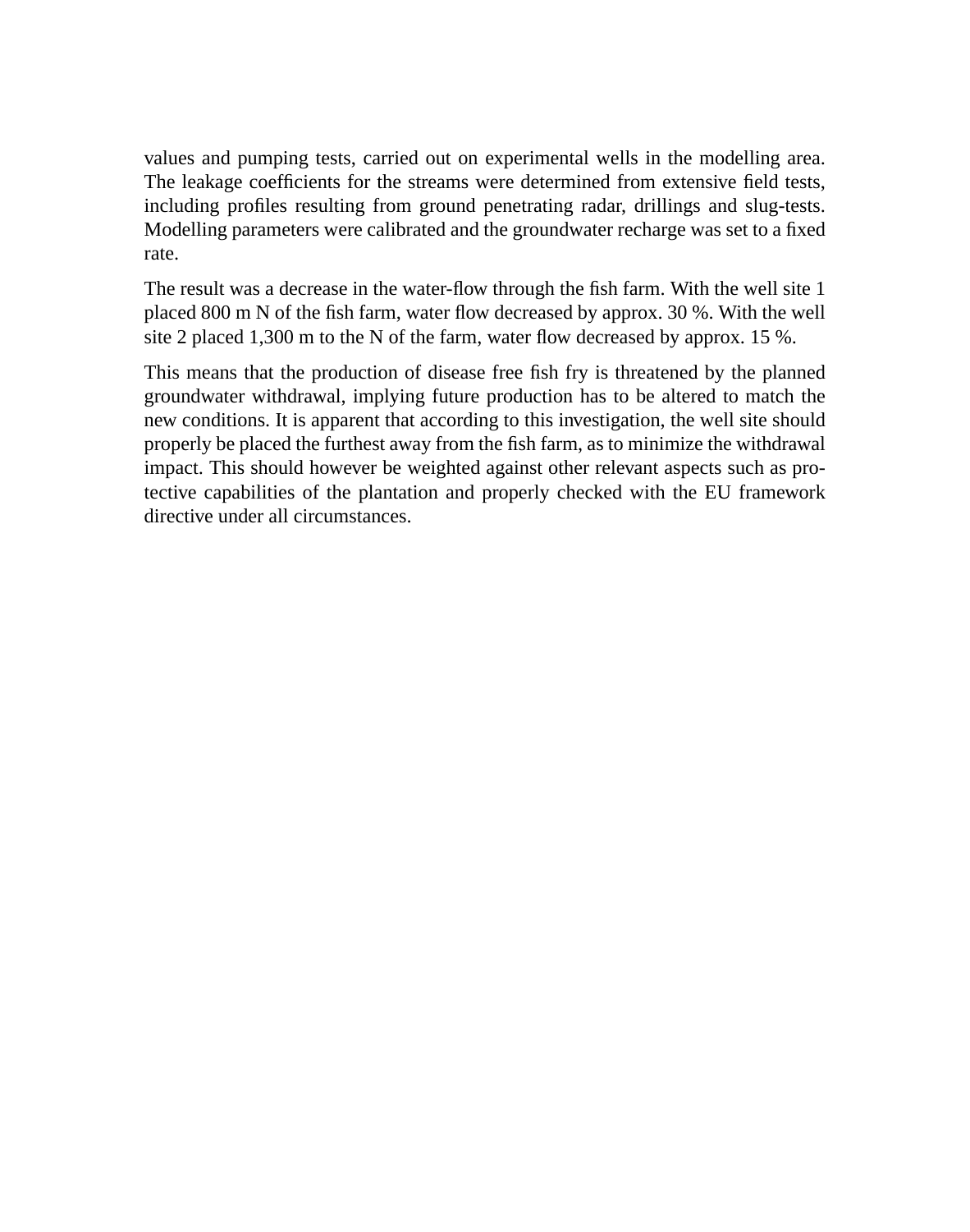values and pumping tests, carried out on experimental wells in the modelling area. The leakage coefficients for the streams were determined from extensive field tests, including profiles resulting from ground penetrating radar, drillings and slug-tests. Modelling parameters were calibrated and the groundwater recharge was set to a fixed rate.

The result was a decrease in the water-flow through the fish farm. With the well site 1 placed 800 m N of the fish farm, water flow decreased by approx. 30 %. With the well site 2 placed 1,300 m to the N of the farm, water flow decreased by approx. 15 %.

This means that the production of disease free fish fry is threatened by the planned groundwater withdrawal, implying future production has to be altered to match the new conditions. It is apparent that according to this investigation, the well site should properly be placed the furthest away from the fish farm, as to minimize the withdrawal impact. This should however be weighted against other relevant aspects such as protective capabilities of the plantation and properly checked with the EU framework directive under all circumstances.